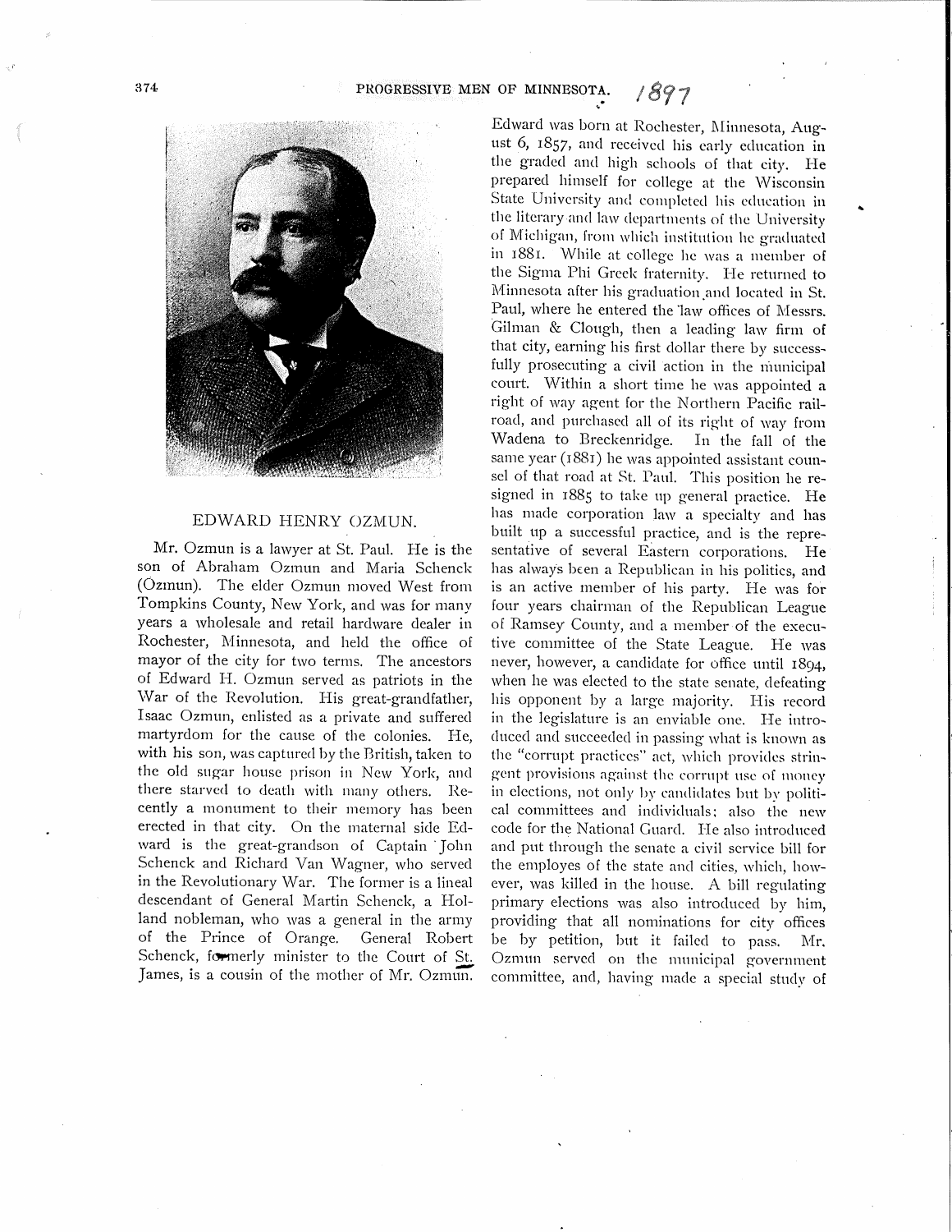## EDWARD HENRY OZMUN.

Mr. Ozmun is a lawyer at St. Paul. He is the son of Abraham Ozmun and Maria Schenck (Ozmun). The elder Ozmun moved West from Tompkins County, New York, and was for many years a wholesale and retail hardware dealer in Rochester, Minnesota, and held the office of mayor of the city for two terms. The ancestors of Edward H. Ozmun served as patriots in the War of the Revolution. His great-grandfather, Isaac Ozmun, enlisted as a private and suffered martyrdom for the cause of the colonies. He, with his son, was captured by the British, taken to the old sugar house prison in New York, and there starved to death with many others. Recently a monument to their memory has been erected in that city. On the maternal side Edward is the great-grandson of Captain John Schenck and Richard Van Wagner, who served in the Revolutionary War. The former is a lineal descendant of General Martin Schenck, a Holland nobleman, who was a general in the army of the Prince of Orange. General Robert Schenck, formerly minister to the Court of St. James, is a cousin of the mother of Mr. Ozmun. Edward was born at Rochester, Minnesota, August 6, 1857, and received his early education in the graded and high schools of that city. He prepared himself for college at the Wisconsin State University and completed his education in the literary and law departments of the University of Michigan, from which institution he graduated in 1881. While at college he was a member of the Sigma Phi Greek fraternity. He returned to Minnesota after his graduation and located in St. Paul, where he entered the law offices of Messrs. Gilman & Clough, then a leading law firm of that city, earning his first dollar there by successfully prosecuting a civil action in the municipal court. Within a short time he was appointed a right of way agent for the Northern Pacific railroad, and purchased all of its right of way from Wadena to Breckenridge. In the fall of the same year (1881) he was appointed assistant counsel of that road at St. Paul. This position he resigned in 1885 to take up general practice. He has made corporation law a specialty and has built up a successful practice, and is the representative of several Eastern corporations. He has always been a Republican in his politics, and is an active member of his party. He was for four years chairman of the Republican League of Ramsey County, and a member of the executive committee of the State League. He was never, however, a candidate for office until 1894, when he was elected to the state senate, defeating his opponent by a large majority. His record in the legislature is an enviable one. He introduced and succeeded in passing what is known as the "corrupt practices" act, which provides stringent provisions against the corrupt use of money in elections, not only by candidates but by political committees and individuals; also the new code for the National Guard. He also introduced and put through the senate a civil service bill for the employes of the state and cities, which, however, was killed in the house. A bill regulating primary elections was also introduced by him, providing that all nominations for city offices be by petition, but it failed to pass. Mr. Ozmun served on the municipal government committee, and, having made a special study of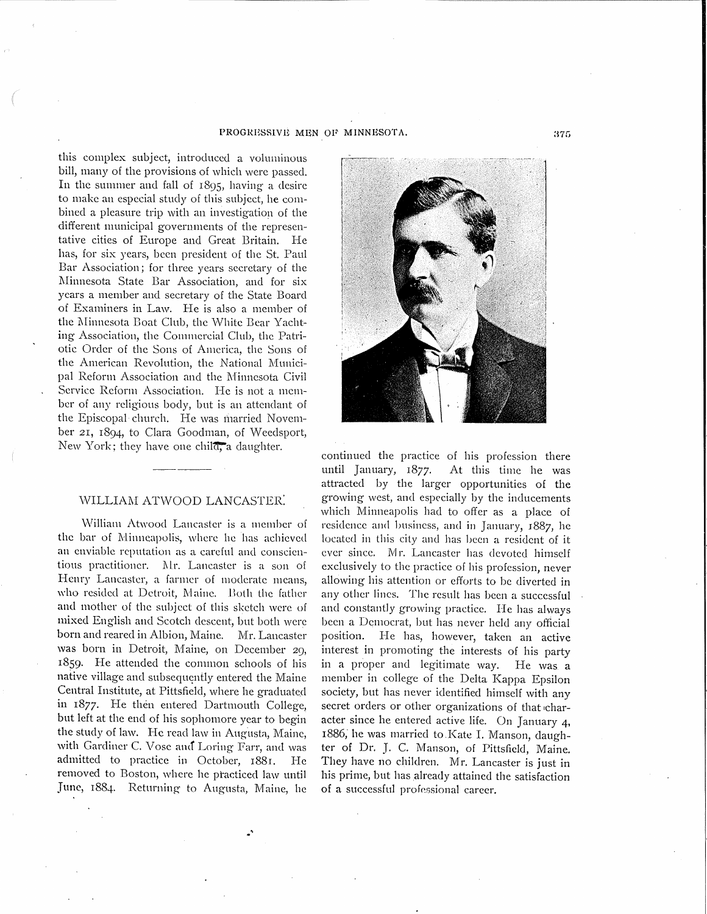this complex subject, introduced a voluminous bill, many of the provisions of which were passed. In the summer and fall of 1895, having a desire to make an especial study of this subject, he combined a pleasure trip with an investigation of the different municipal governments of the representative cities of Europe and Great Britain. He has, for six years, been president of the St. Paul Bar Association; for three years secretary of the Minnesota State Bar Association, and for six years a member and secretary of the State Board of Examiners in Law. He is also a member of the Minnesota Boat Club, the White Bear Yachting Association, the Commercial Club, the Patriotic Order of the Sons of America, the Sons of the American Revolution, the National Municipal Reform Association and the Minnesota Civil Service Reform Association. He is not a member of any religious body, but is an attendant of the Episcopal church. He was married November 21, 1894, to Clara Goodman, of Weedsport, New York; they have one child, a daughter.

---

## WILLIAM ATWOOD LANCASTER.

William Atwood Lancaster is a member of the bar of Minneapolis, where he has achieved an enviable reputation as a careful and conscientious practitioner. Mr. Lancaster is a son of Henry Lancaster, a farmer of moderate means, who resided at Detroit, Maine. Both the father and mother of the subject of this sketch were of mixed English and Scotch descent, but both were born and reared in Albion, Maine. Mr. Lancaster was born in Detroit, Maine, on December 29, 1859. He attended the common schools of his native village and subsequently entered the Maine Central Institute, at Pittsfield, where he graduated in 1877. He then entered Dartmouth College, but left at the end of his sophomore year to begin the study of law. He read law in Augusta, Maine, with Gardiner C. Vose and Loring Farr, and was admitted to practice in October, 1881. He removed to Boston, where he practiced law until June, 1884. Returning to Augusta, Maine, he continued the practice of his profession there until January, 1877. At this time he was attracted by the larger opportunities of the growing west, and especially by the inducements which Minneapolis had to offer as a place of residence and business, and in January, 1887, he located in this city and has been a resident of it ever since. Mr. Lancaster has devoted himself exclusively to the practice of his profession, never allowing his attention or efforts to be diverted in any other lines. The result has been a successful and constantly growing practice. He has always been a Democrat, but has never held any official position. He has, however, taken an active interest in promoting the interests of his party in a proper and legitimate way. He was a member in college of the Delta Kappa Epsilon society, but has never identified himself with any secret orders or other organizations of that character since he entered active life. On January 4, 1886, he was married to Kate I. Manson, daughter of Dr. J. C. Manson, of Pittsfield, Maine. They have no children. Mr. Lancaster is just in his prime, but has already attained the satisfaction of a successful professional career.